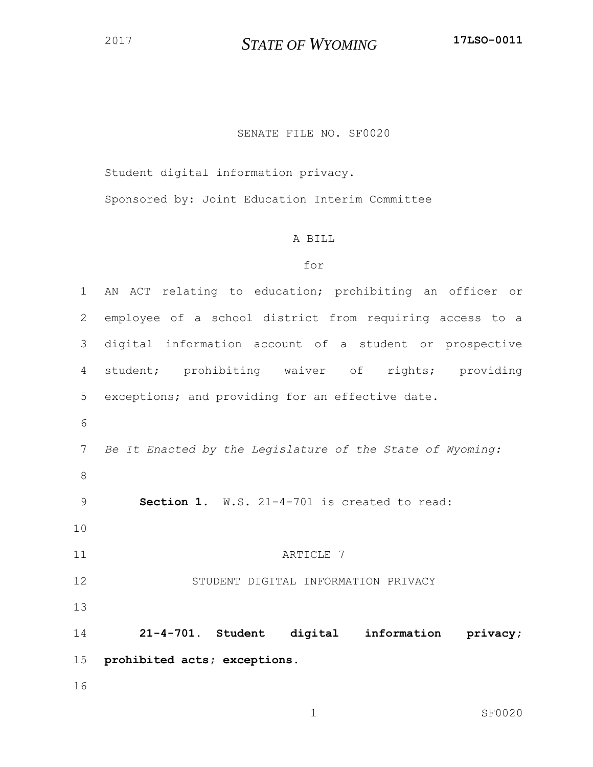SENATE FILE NO. SF0020

Student digital information privacy.

Sponsored by: Joint Education Interim Committee

A BILL

for

AN ACT relating to education; prohibiting an officer or employee of a school district from requiring access to a digital information account of a student or prospective student; prohibiting waiver of rights; providing exceptions; and providing for an effective date.

*Be It Enacted by the Legislature of the State of Wyoming:*

**Section 1.** W.S. 21-4-701 is created to read:

ARTICLE 7

STUDENT DIGITAL INFORMATION PRIVACY

**21-4-701. Student digital information privacy; prohibited acts; exceptions.**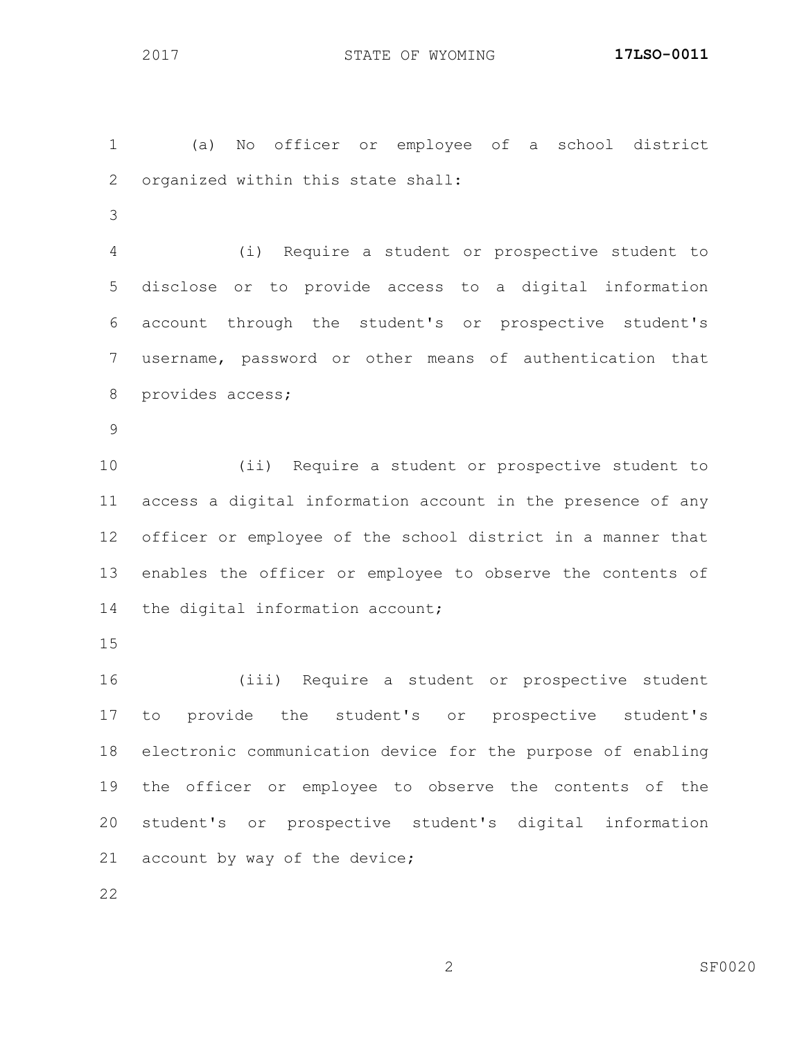(a) No officer or employee of a school district organized within this state shall:

(i) Require a student or prospective student to disclose or to provide access to a digital information account through the student's or prospective student's username, password or other means of authentication that provides access;

(ii) Require a student or prospective student to access a digital information account in the presence of any officer or employee of the school district in a manner that enables the officer or employee to observe the contents of the digital information account;

(iii) Require a student or prospective student to provide the student's or prospective student's electronic communication device for the purpose of enabling the officer or employee to observe the contents of the student's or prospective student's digital information account by way of the device;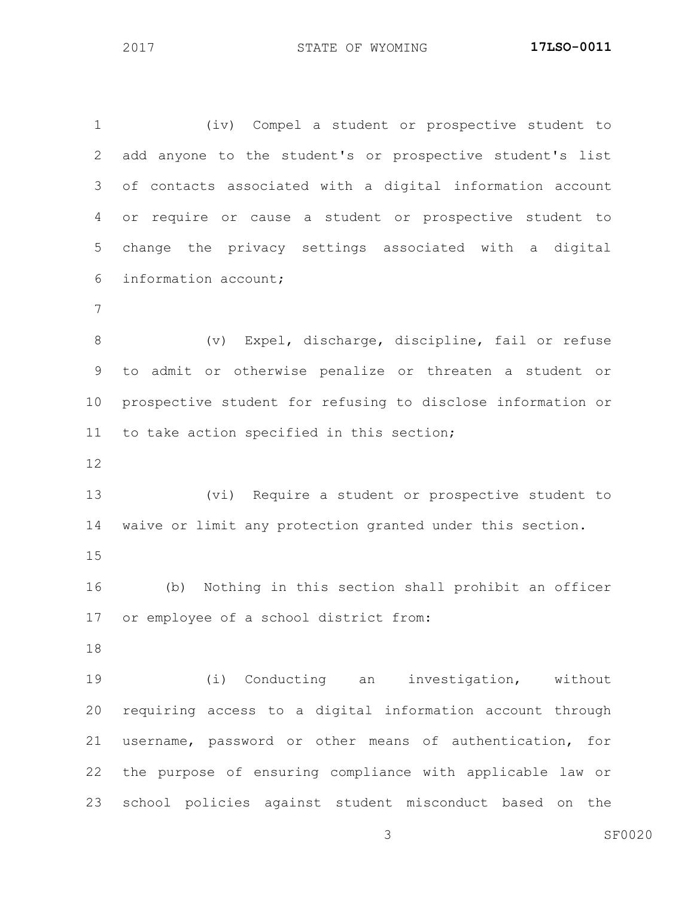(iv) Compel a student or prospective student to add anyone to the student's or prospective student's list of contacts associated with a digital information account or require or cause a student or prospective student to change the privacy settings associated with a digital information account;

(v) Expel, discharge, discipline, fail or refuse to admit or otherwise penalize or threaten a student or prospective student for refusing to disclose information or to take action specified in this section;

(vi) Require a student or prospective student to waive or limit any protection granted under this section.

(b) Nothing in this section shall prohibit an officer or employee of a school district from:

(i) Conducting an investigation, without requiring access to a digital information account through username, password or other means of authentication, for the purpose of ensuring compliance with applicable law or school policies against student misconduct based on the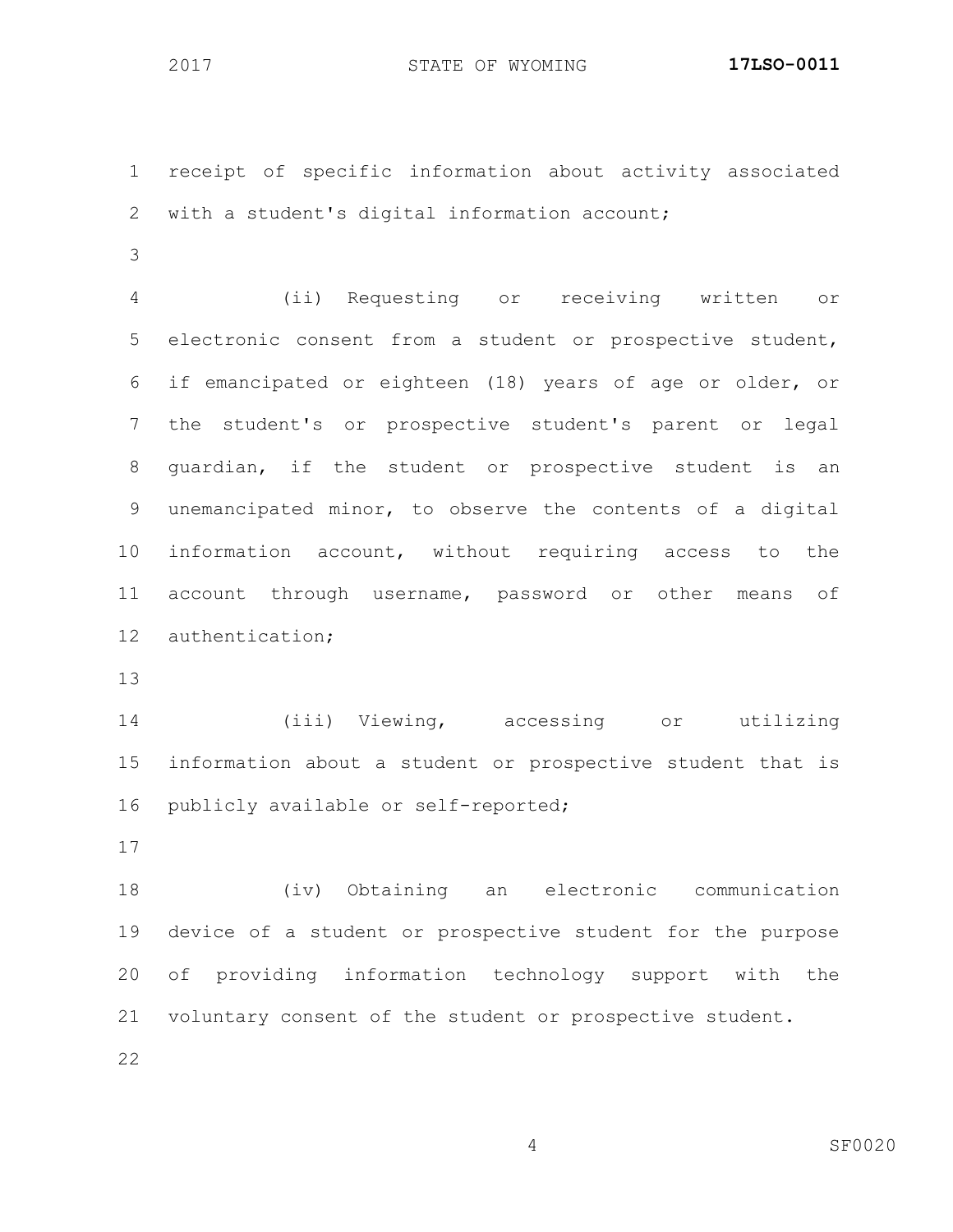receipt of specific information about activity associated with a student's digital information account;

(ii) Requesting or receiving written or electronic consent from a student or prospective student, if emancipated or eighteen (18) years of age or older, or the student's or prospective student's parent or legal guardian, if the student or prospective student is an unemancipated minor, to observe the contents of a digital information account, without requiring access to the account through username, password or other means of authentication;

(iii) Viewing, accessing or utilizing information about a student or prospective student that is publicly available or self-reported;

(iv) Obtaining an electronic communication device of a student or prospective student for the purpose of providing information technology support with the voluntary consent of the student or prospective student.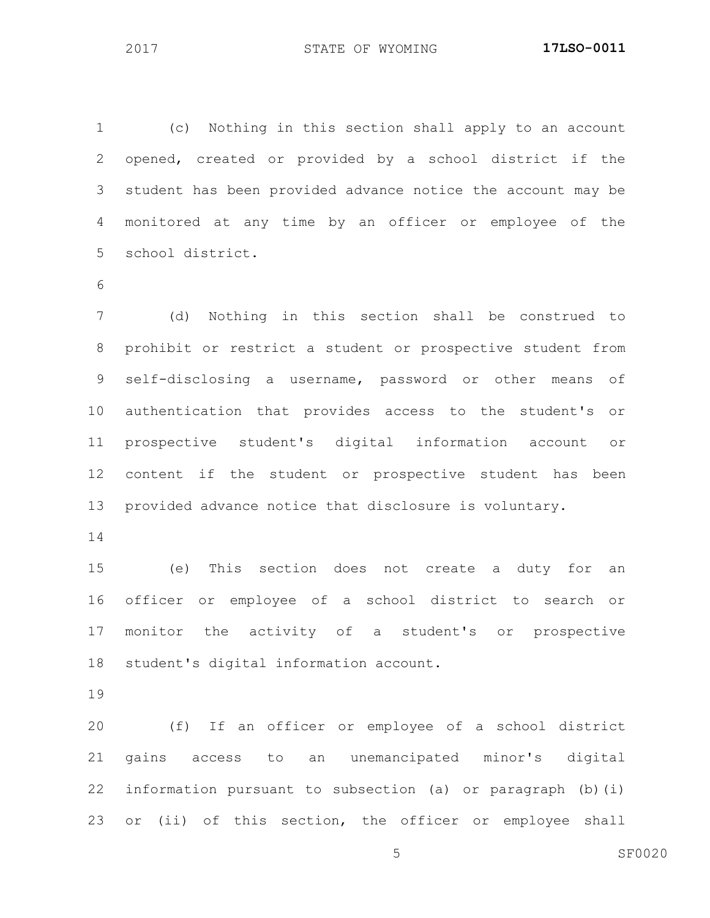(c) Nothing in this section shall apply to an account opened, created or provided by a school district if the student has been provided advance notice the account may be monitored at any time by an officer or employee of the school district.

(d) Nothing in this section shall be construed to prohibit or restrict a student or prospective student from self-disclosing a username, password or other means of authentication that provides access to the student's or prospective student's digital information account or content if the student or prospective student has been provided advance notice that disclosure is voluntary.

(e) This section does not create a duty for an officer or employee of a school district to search or monitor the activity of a student's or prospective student's digital information account.

(f) If an officer or employee of a school district gains access to an unemancipated minor's digital information pursuant to subsection (a) or paragraph (b)(i) or (ii) of this section, the officer or employee shall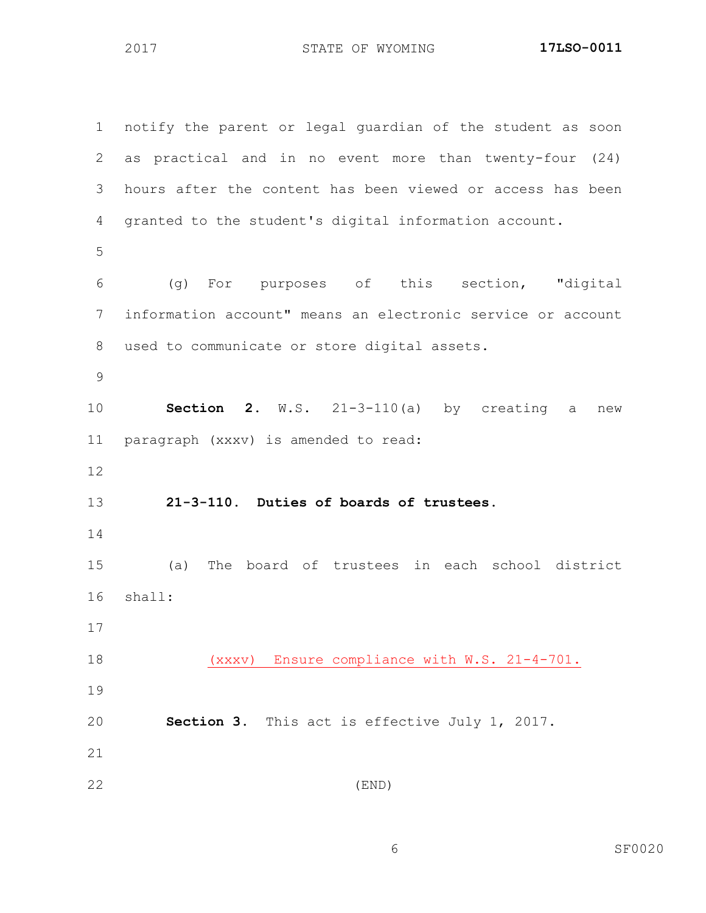notify the parent or legal guardian of the student as soon as practical and in no event more than twenty-four (24) hours after the content has been viewed or access has been granted to the student's digital information account.

(g) For purposes of this section, "digital information account" means an electronic service or account used to communicate or store digital assets.

**Section 2.** W.S. 21-3-110(a) by creating a new paragraph (xxxv) is amended to read:

**21-3-110. Duties of boards of trustees.**

(a) The board of trustees in each school district shall:

(xxxv) Ensure compliance with W.S. 21-4-701.

**Section 3.** This act is effective July 1, 2017.

(END)